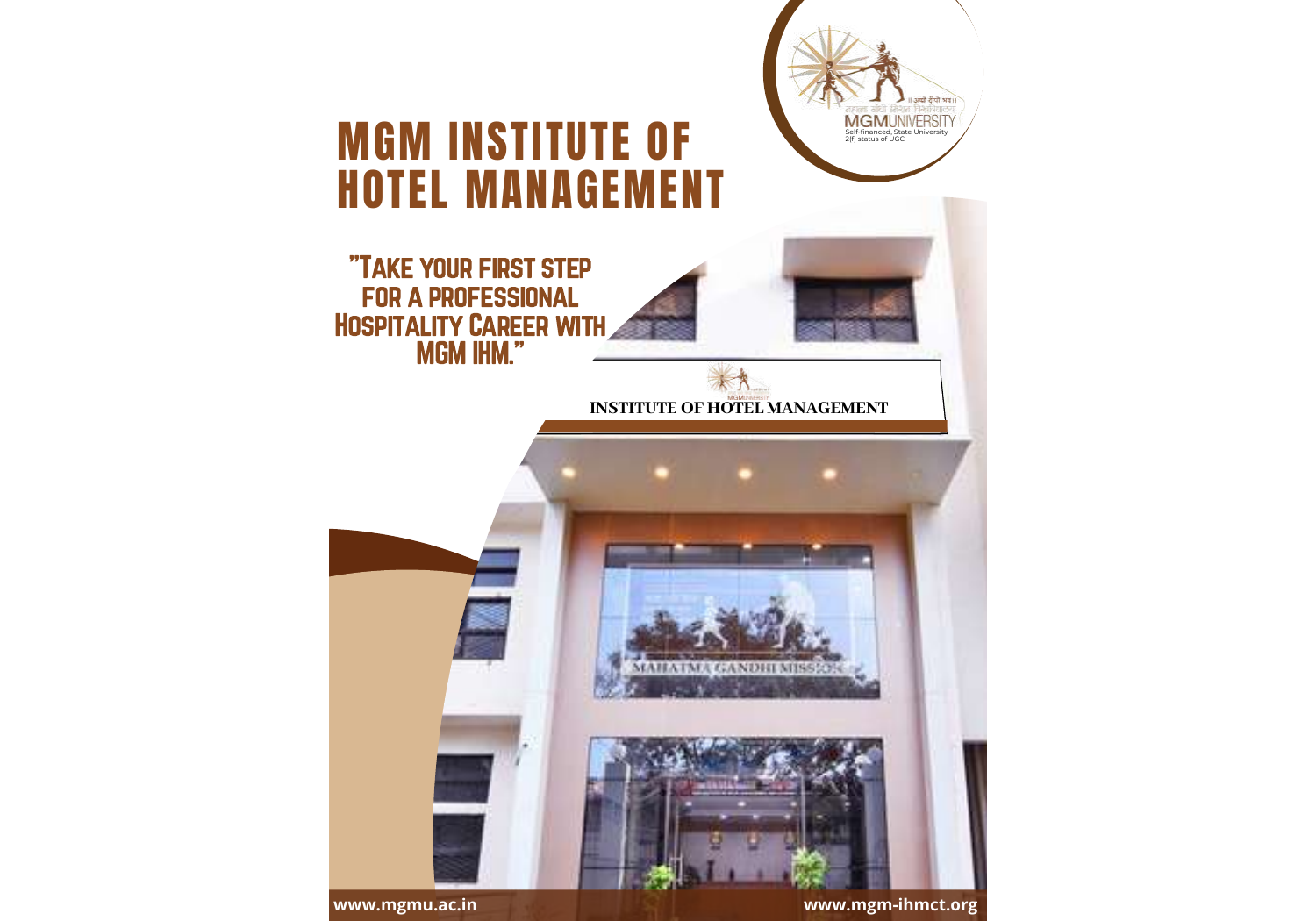# MGM INSTITUTE OF HOTEL MANAGEMENT

"Take your first step for a Professional Hospitality Career with MGM IHM."

www.mgmu.ac.in

www.mgm-ihmct.org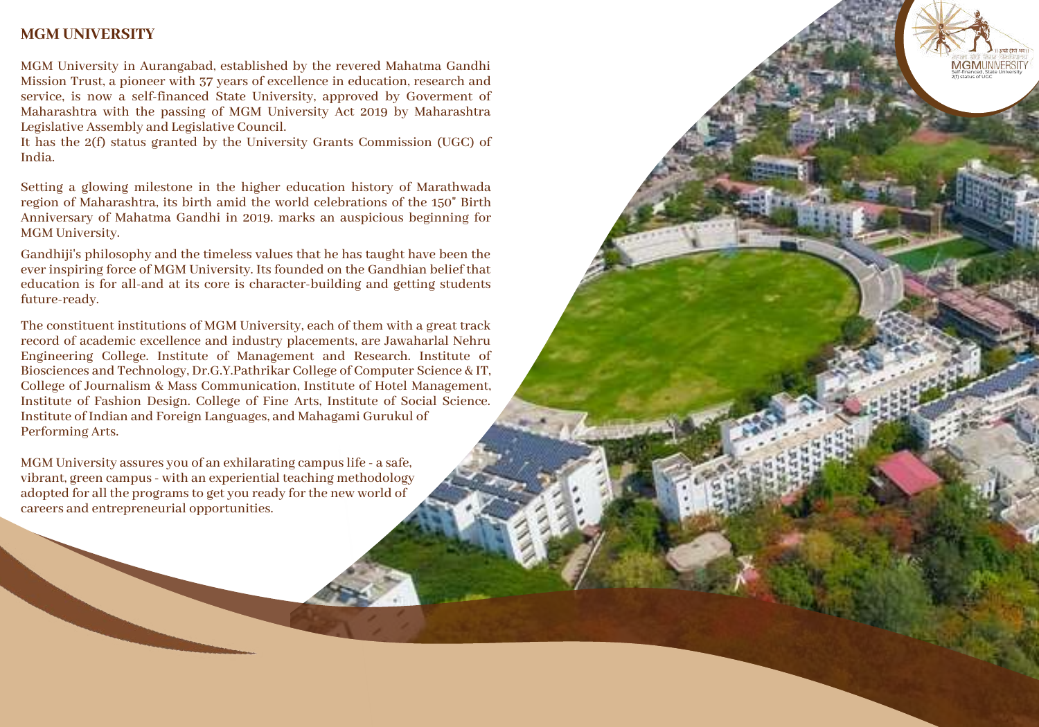## MGM UNIVERSITY

MGM University in Aurangabad, established by the revered Mahatma Gandhi Mission Trust, a pioneer with 37 years of excellence in education, research and service, is now a self-financed State University, approved by Goverment of Maharashtra with the passing of MGM University Act 2019 by Maharashtra Legislative Assembly and Legislative Council.
It has the 2(f) status granted by the University Grants Commission (UGC) of India.

Setting a glowing milestone in the higher education history of Marathwada region of Maharashtra, its birth amid the world celebrations of the 150" Birth Anniversary of Mahatma Gandhi in 2019. marks an auspicious beginning for MGM University.

Gandhiji's philosophy and the timeless values that he has taught have been the ever inspiring force of MGM University. Its founded on the Gandhian belief that education is for all-and at its core is character-building and getting students future-ready.

The constituent institutions of MGM University, each of them with a great track record of academic excellence and industry placements, are Jawaharlal Nehru Engineering College. Institute of Management and Research. Institute of Biosciences and Technology, Dr.G.Y.Pathrikar College of Computer Science & IT, College of Journalism & Mass Communication, Institute of Hotel Management, Institute of Fashion Design. College of Fine Arts, Institute of Social Science. Institute of Indian and Foreign Languages, and Mahagami Gurukul of Performing Arts.

MGM University assures you of an exhilarating campus life - a safe, vibrant, green campus - with an experiential teaching methodology adopted for all the programs to get you ready for the new world of careers and entrepreneurial opportunities.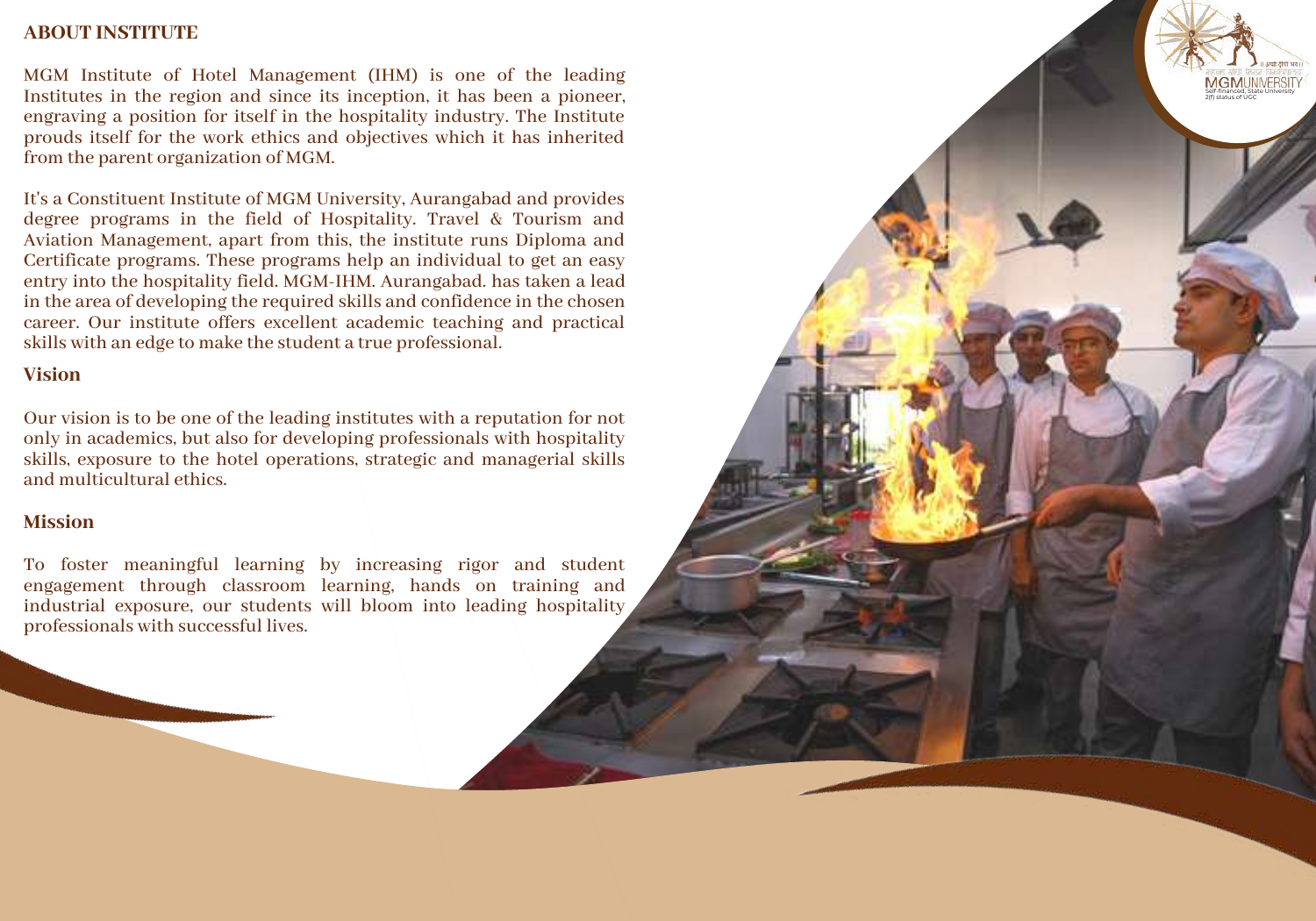## ABOUT INSTITUTE

MGM Institute of Hotel Management (IHM) is one of the leading Institutes in the region and since its inception, it has been a pioneer, engraving a position for itself in the hospitality industry. The Institute prouds itself for the work ethics and objectives which it has inherited from the parent organization of MGM.

It's a Constituent Institute of MGM University, Aurangabad and provides degree programs in the field of Hospitality. Travel & Tourism and Aviation Management, apart from this, the institute runs Diploma and Certificate programs. These programs help an individual to get an easy entry into the hospitality field. MGM-IHM. Aurangabad. has taken a lead in the area of developing the required skills and confidence in the chosen career. Our institute offers excellent academic teaching and practical skills with an edge to make the student a true professional.

### Vision

Our vision is to be one of the leading institutes with a reputation for not only in academics, but also for developing professionals with hospitality skills, exposure to the hotel operations, strategic and managerial skills and multicultural ethics.

### Mission

To foster meaningful learning by increasing rigor and student engagement through classroom learning, hands on training and industrial exposure, our students will bloom into leading hospitality professionals with successful lives.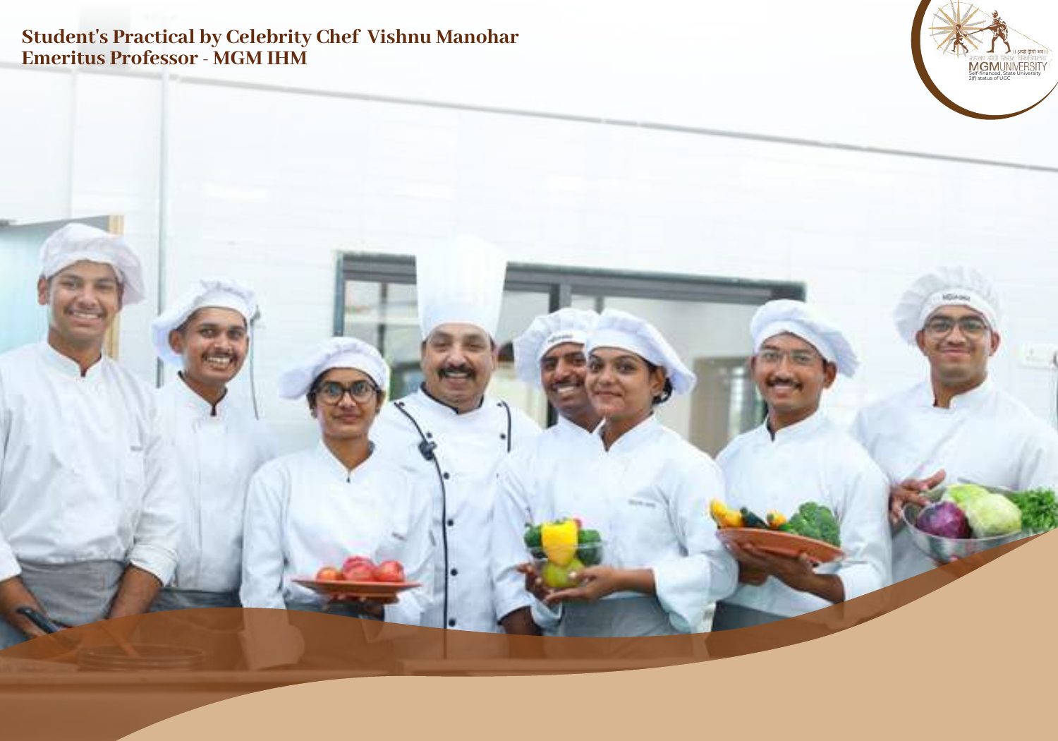**Student's Practical by Celebrity Chef Vishnu Manohar**
**Emeritus Professor - MGM IHM**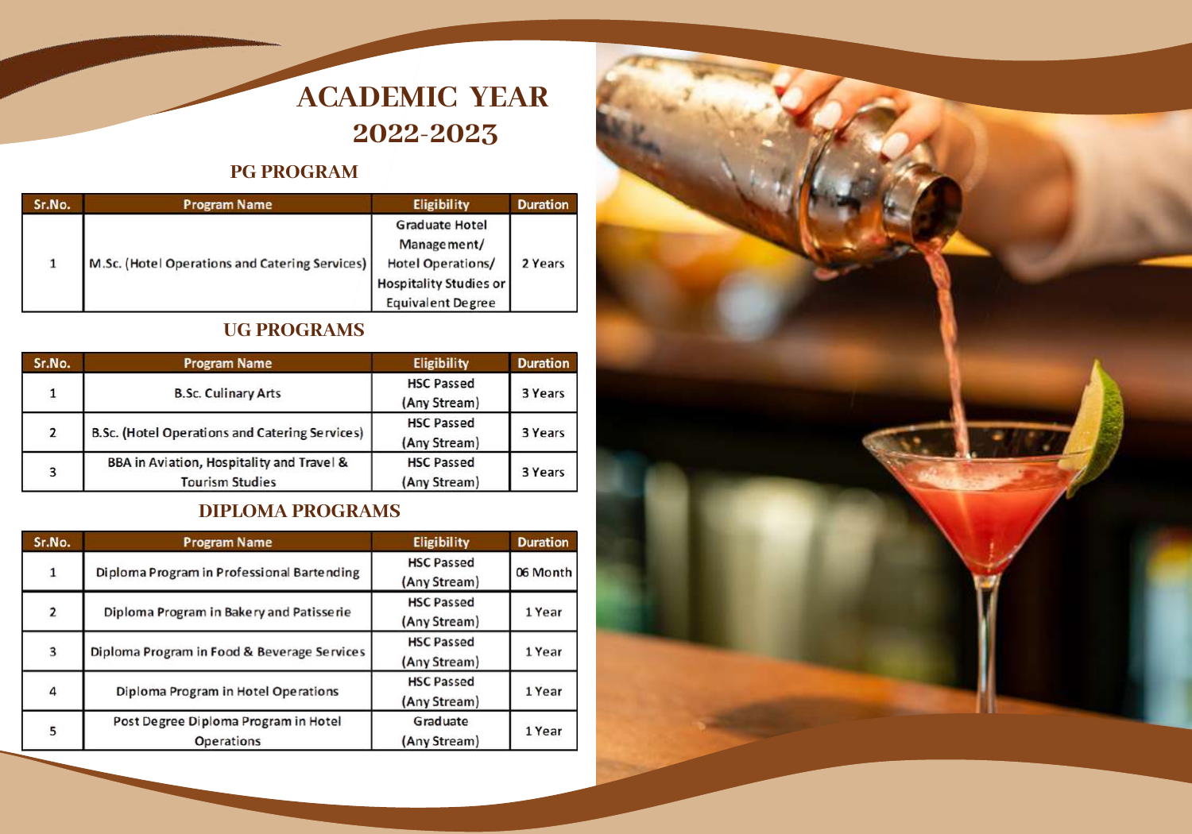# ACADEMIC YEAR 2022-2023

## PG PROGRAM

| Sr.No. | Program Name | Eligibility | Duration |
|---|---|---|---|
| 1 | M.Sc. (Hotel Operations and Catering Services) | Graduate Hotel Management/ Hotel Operations/ Hospitality Studies or Equivalent Degree | 2 Years |

## UG PROGRAMS

| Sr.No. | Program Name | Eligibility | Duration |
|---|---|---|---|
| 1 | B.Sc. Culinary Arts | HSC Passed (Any Stream) | 3 Years |
| 2 | B.Sc. (Hotel Operations and Catering Services) | HSC Passed (Any Stream) | 3 Years |
| 3 | BBA in Aviation, Hospitality and Travel & Tourism Studies | HSC Passed (Any Stream) | 3 Years |

## DIPLOMA PROGRAMS

| Sr.No. | Program Name | Eligibility | Duration |
|---|---|---|---|
| 1 | Diploma Program in Professional Bartending | HSC Passed (Any Stream) | 06 Month |
| 2 | Diploma Program in Bakery and Patisserie | HSC Passed (Any Stream) | 1 Year |
| 3 | Diploma Program in Food & Beverage Services | HSC Passed (Any Stream) | 1 Year |
| 4 | Diploma Program in Hotel Operations | HSC Passed (Any Stream) | 1 Year |
| 5 | Post Degree Diploma Program in Hotel Operations | Graduate (Any Stream) | 1 Year |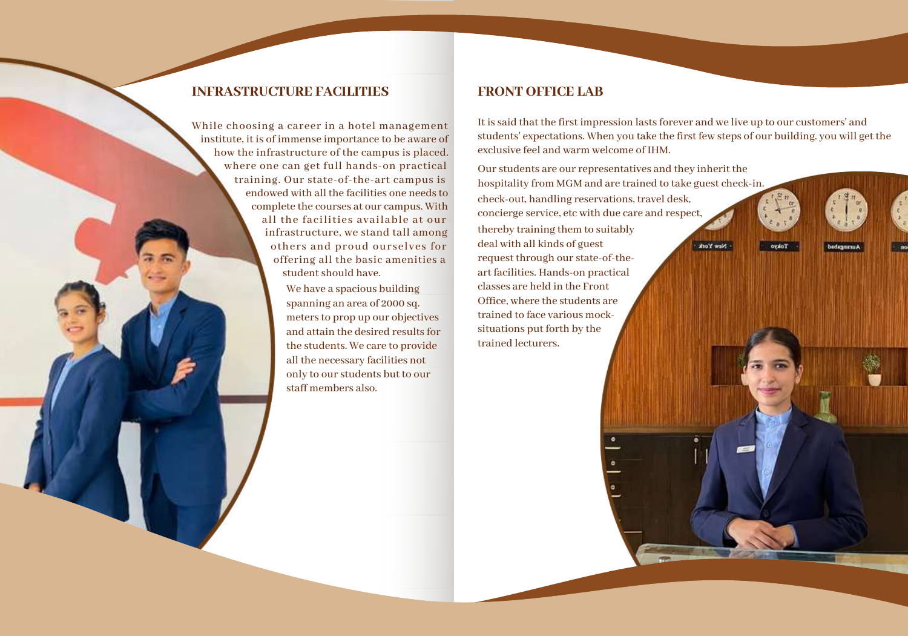## INFRASTRUCTURE FACILITIES

While choosing a career in a hotel management institute, it is of immense importance to be aware of how the infrastructure of the campus is placed. where one can get full hands-on practical training. Our state-of-the-art campus is endowed with all the facilities one needs to complete the courses at our campus. With all the facilities available at our infrastructure, we stand tall among others and proud ourselves for offering all the basic amenities a student should have.

We have a spacious building spanning an area of 2000 sq. meters to prop up our objectives and attain the desired results for the students. We care to provide all the necessary facilities not only to our students but to our staff members also.

## FRONT OFFICE LAB

It is said that the first impression lasts forever and we live up to our customers' and students' expectations. When you take the first few steps of our building. you will get the exclusive feel and warm welcome of IHM.

Our students are our representatives and they inherit the hospitality from MGM and are trained to take guest check-in. check-out, handling reservations, travel desk, concierge service, etc with due care and respect, thereby training them to suitably deal with all kinds of guest request through our state-of-the-art facilities. Hands-on practical classes are held in the Front Office, where the students are trained to face various mock-situations put forth by the trained lecturers.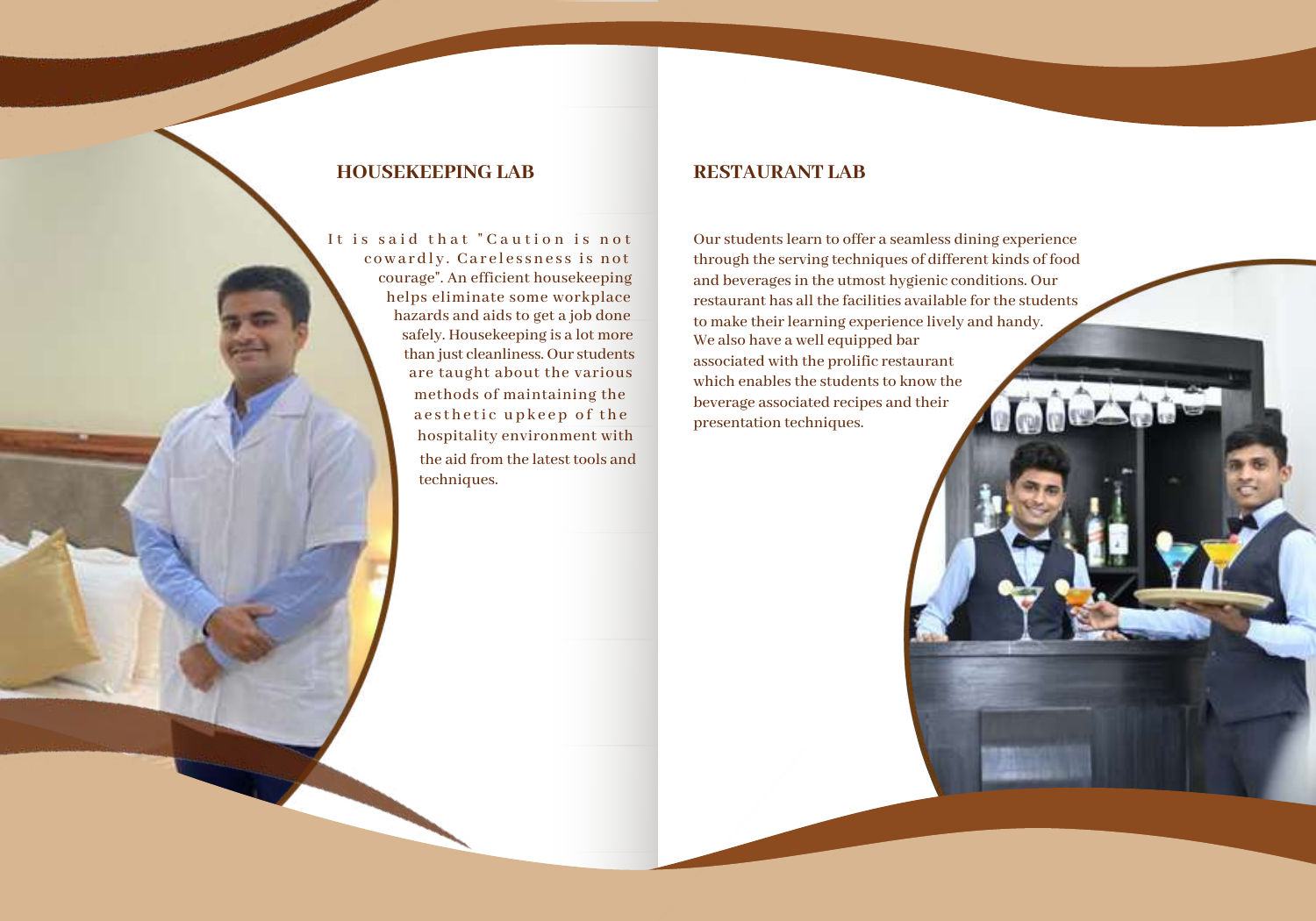## HOUSEKEEPING LAB

It is said that "Caution is not cowardly. Carelessness is not courage". An efficient housekeeping helps eliminate some workplace hazards and aids to get a job done safely. Housekeeping is a lot more than just cleanliness. Our students are taught about the various methods of maintaining the aesthetic upkeep of the hospitality environment with the aid from the latest tools and techniques.

## RESTAURANT LAB

Our students learn to offer a seamless dining experience through the serving techniques of different kinds of food and beverages in the utmost hygienic conditions. Our restaurant has all the facilities available for the students to make their learning experience lively and handy. We also have a well equipped bar associated with the prolific restaurant which enables the students to know the beverage associated recipes and their presentation techniques.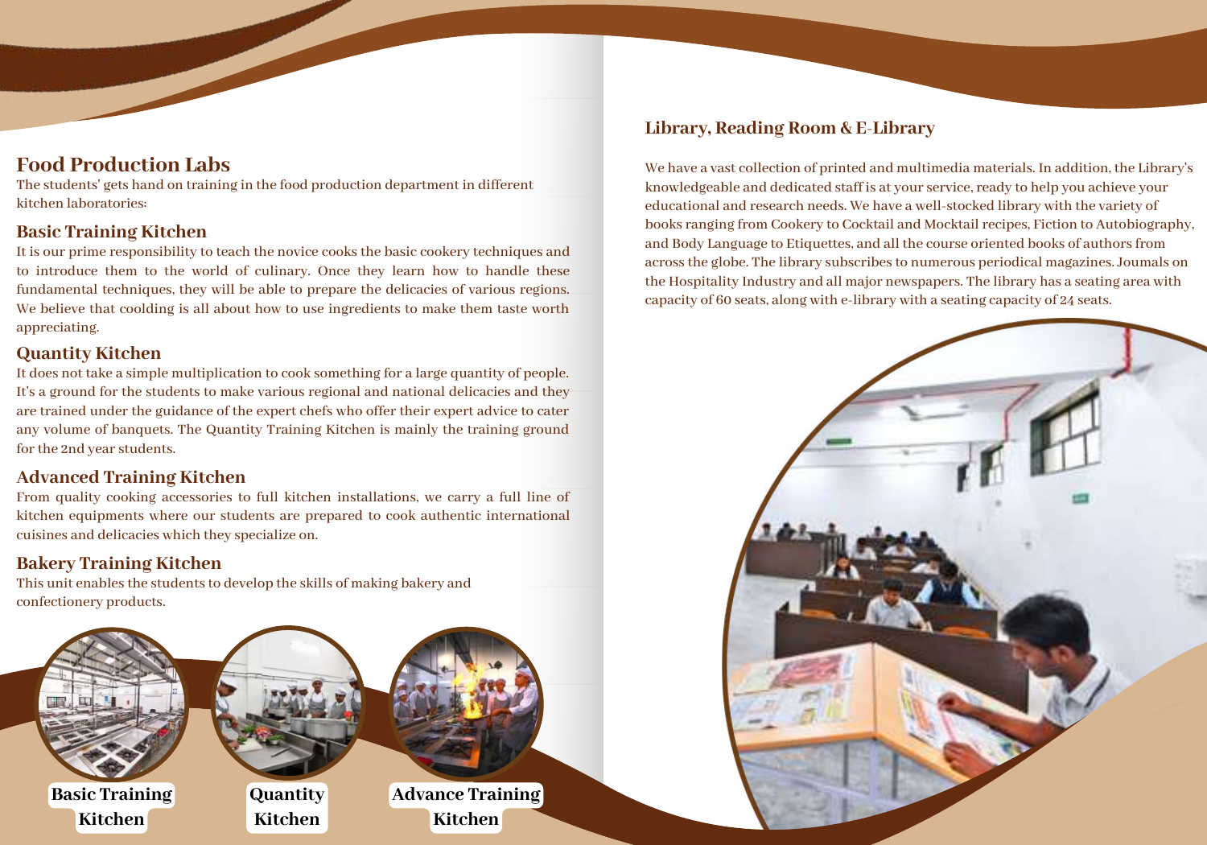## Food Production Labs

The students' gets hand on training in the food production department in different kitchen laboratories:

### Basic Training Kitchen

It is our prime responsibility to teach the novice cooks the basic cookery techniques and to introduce them to the world of culinary. Once they learn how to handle these fundamental techniques, they will be able to prepare the delicacies of various regions. We believe that coolding is all about how to use ingredients to make them taste worth appreciating.

### Quantity Kitchen

It does not take a simple multiplication to cook something for a large quantity of people. It's a ground for the students to make various regional and national delicacies and they are trained under the guidance of the expert chefs who offer their expert advice to cater any volume of banquets. The Quantity Training Kitchen is mainly the training ground for the 2nd year students.

### Advanced Training Kitchen

From quality cooking accessories to full kitchen installations, we carry a full line of kitchen equipments where our students are prepared to cook authentic international cuisines and delicacies which they specialize on.

### Bakery Training Kitchen

This unit enables the students to develop the skills of making bakery and confectionery products.

**Basic Training Kitchen**

**Quantity Kitchen**

**Advance Training Kitchen**

## Library, Reading Room & E-Library

We have a vast collection of printed and multimedia materials. In addition, the Library's knowledgeable and dedicated staff is at your service, ready to help you achieve your educational and research needs. We have a well-stocked library with the variety of books ranging from Cookery to Cocktail and Mocktail recipes, Fiction to Autobiography, and Body Language to Etiquettes, and all the course oriented books of authors from across the globe. The library subscribes to numerous periodical magazines. Joumals on the Hospitality Industry and all major newspapers. The library has a seating area with capacity of 60 seats, along with e-library with a seating capacity of 24 seats.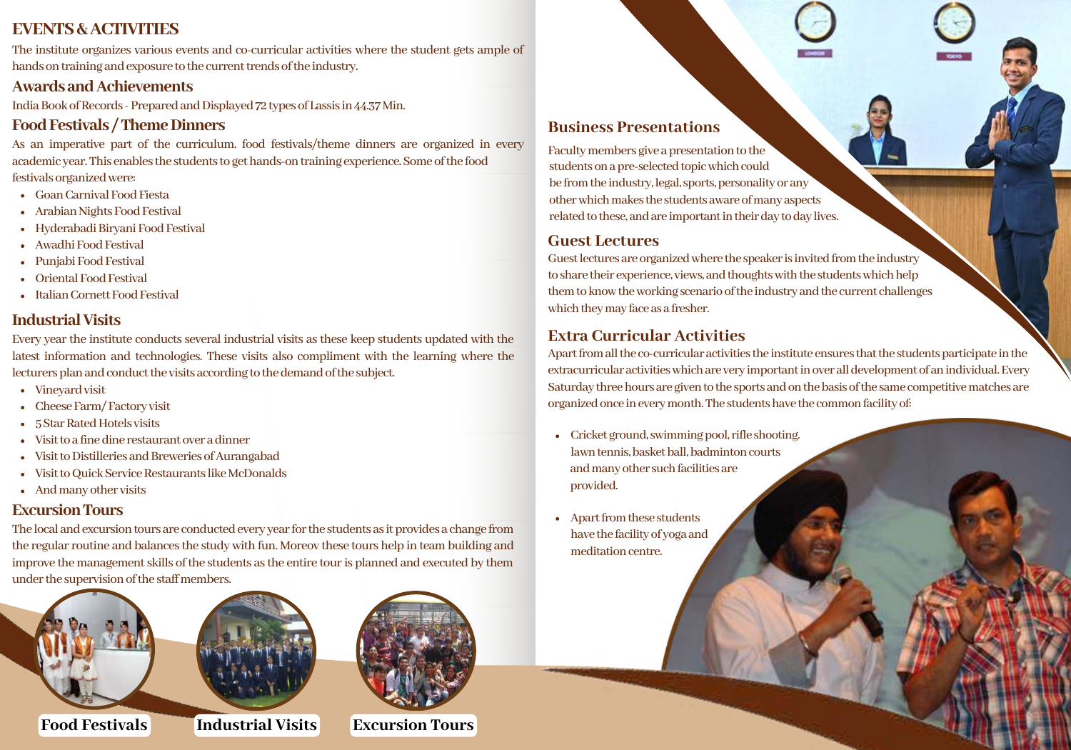# EVENTS & ACTIVITIES

The institute organizes various events and co-curricular activities where the student gets ample of hands on training and exposure to the current trends of the industry.

## Awards and Achievements

India Book of Records - Prepared and Displayed 72 types of Lassis in 44.37 Min.

## Food Festivals / Theme Dinners

As an imperative part of the curriculum. food festivals/theme dinners are organized in every academic year. This enables the students to get hands-on training experience. Some of the food festivals organized were:

- Goan Carnival Food Fiesta
- Arabian Nights Food Festival
- Hyderabadi Biryani Food Festival
- Awadhi Food Festival
- Punjabi Food Festival
- Oriental Food Festival
- Italian Cornett Food Festival

## Industrial Visits

Every year the institute conducts several industrial visits as these keep students updated with the latest information and technologies. These visits also compliment with the learning where the lecturers plan and conduct the visits according to the demand of the subject.

- Vineyard visit
- Cheese Farm/ Factory visit
- 5 Star Rated Hotels visits
- Visit to a fine dine restaurant over a dinner
- Visit to Distilleries and Breweries of Aurangabad
- Visit to Quick Service Restaurants like McDonalds
- And many other visits

## Excursion Tours

The local and excursion tours are conducted every year for the students as it provides a change from the regular routine and balances the study with fun. Moreov these tours help in team building and improve the management skills of the students as the entire tour is planned and executed by them under the supervision of the staff members.

Food Festivals

Industrial Visits

Excursion Tours

## Business Presentations

Faculty members give a presentation to the students on a pre-selected topic which could be from the industry, legal, sports, personality or any other which makes the students aware of many aspects related to these, and are important in their day to day lives.

## Guest Lectures

Guest lectures are organized where the speaker is invited from the industry to share their experience, views, and thoughts with the students which help them to know the working scenario of the industry and the current challenges which they may face as a fresher.

## Extra Curricular Activities

Apart from all the co-curricular activities the institute ensures that the students participate in the extracurricular activities which are very important in over all development of an individual. Every Saturday three hours are given to the sports and on the basis of the same competitive matches are organized once in every month. The students have the common facility of:

- Cricket ground, swimming pool, rifle shooting. lawn tennis, basket ball, badminton courts and many other such facilities are provided.
- Apart from these students have the facility of yoga and meditation center.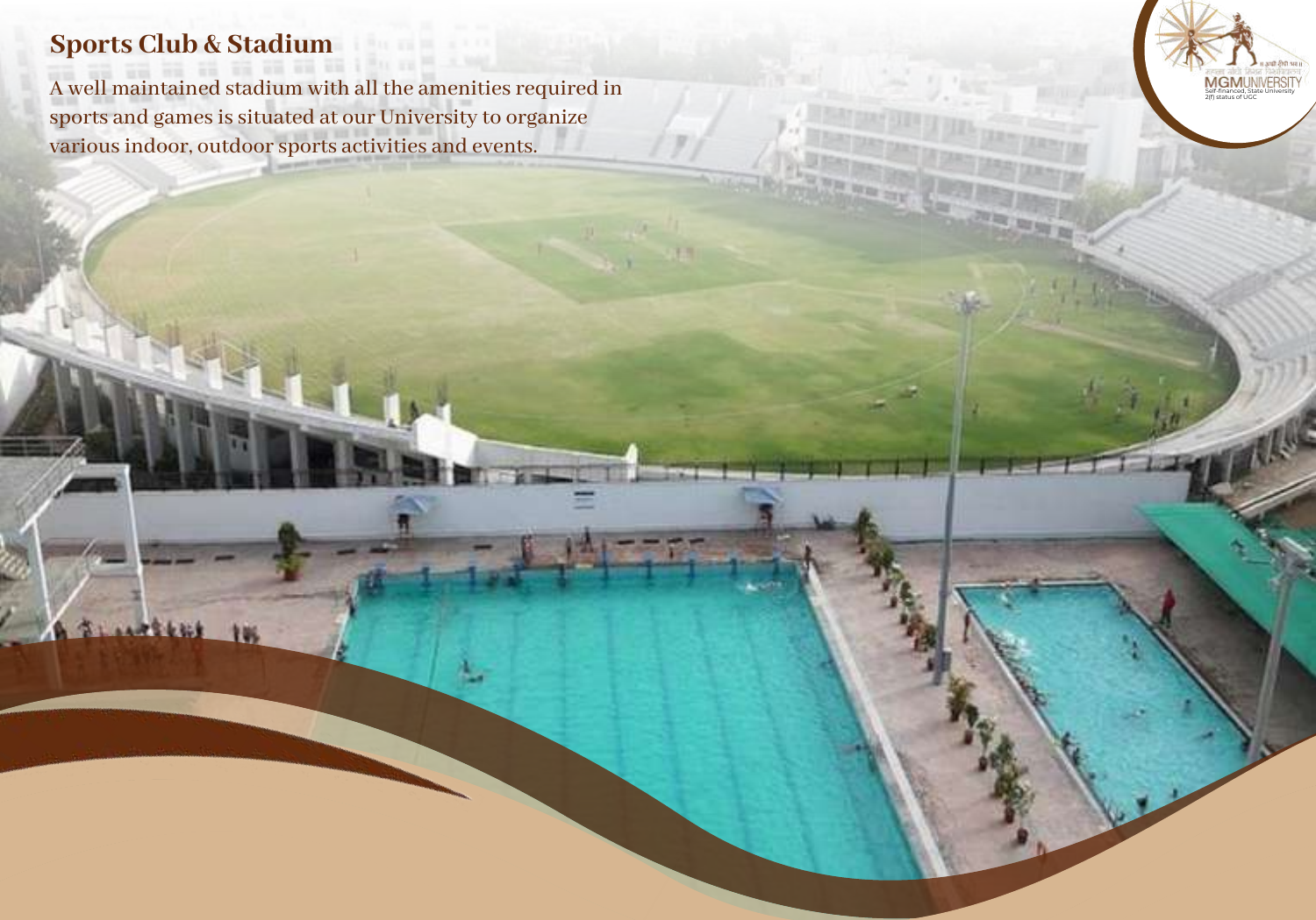## Sports Club & Stadium

A well maintained stadium with all the amenities required in sports and games is situated at our University to organize various indoor, outdoor sports activities and events.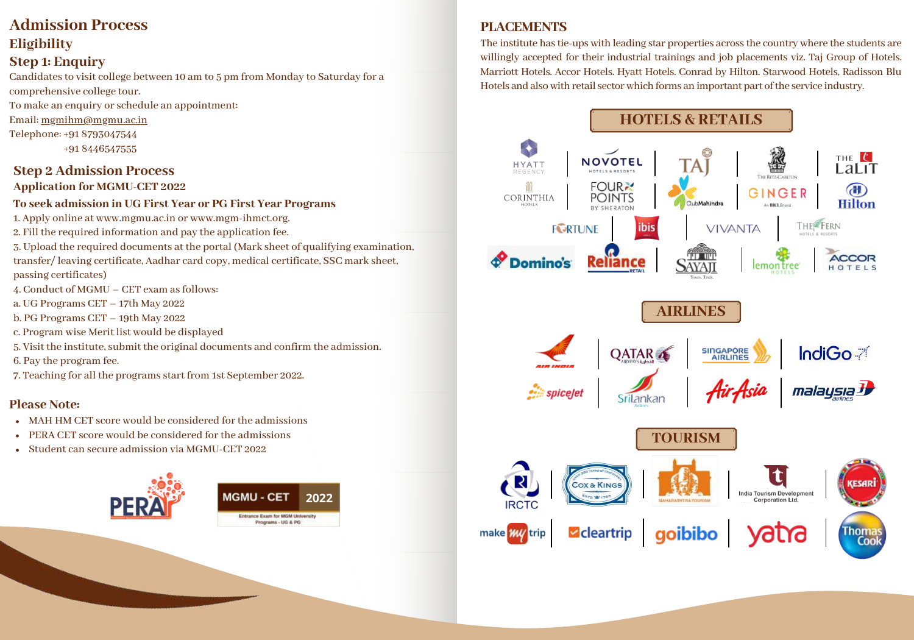# Admission Process

## Eligibility

## Step 1: Enquiry

Candidates to visit college between 10 am to 5 pm from Monday to Saturday for a comprehensive college tour.

To make an enquiry or schedule an appointment:

Email: mgmihm@mgmu.ac.in

Telephone: +91 8793047544
+91 8446547555

## Step 2 Admission Process

### Application for MGMU-CET 2022

### To seek admission in UG First Year or PG First Year Programs

1. Apply online at www.mgmu.ac.in or www.mgm-ihmct.org.
2. Fill the required information and pay the application fee.
3. Upload the required documents at the portal (Mark sheet of qualifying examination, transfer/ leaving certificate, Aadhar card copy, medical certificate, SSC mark sheet, passing certificates)
4. Conduct of MGMU – CET exam as follows:
   a. UG Programs CET – 17th May 2022
   b. PG Programs CET – 19th May 2022
   c. Program wise Merit list would be displayed
5. Visit the institute, submit the original documents and confirm the admission.
6. Pay the program fee.
7. Teaching for all the programs start from 1st September 2022.

### Please Note:

- MAH HM CET score would be considered for the admissions
- PERA CET score would be considered for the admissions
- Student can secure admission via MGMU-CET 2022

PERA

MGMU - CET 2022
Entrance Exam for MGM University Programs - UG & PG

# PLACEMENTS

The institute has tie-ups with leading star properties across the country where the students are willingly accepted for their industrial trainings and job placements viz. Taj Group of Hotels. Marriott Hotels. Accor Hotels. Hyatt Hotels. Conrad by Hilton. Starwood Hotels, Radisson Blu Hotels and also with retail sector which forms an important part of the service industry.

## HOTELS & RETAILS

Hyatt Regency | Novotel Hotels & Resorts | Taj | The Ritz-Carlton | The LaLiT | Corinthia Hotels | Four Points by Sheraton | Club Mahindra | Ginger | Hilton | Fortune | ibis | Vivanta | The Fern Hotels & Resorts | Domino's | Reliance Retail | Sayaji | Lemon Tree Hotels | Accor Hotels

## AIRLINES

Air India | Qatar Airways | Singapore Airlines | IndiGo | SpiceJet | SriLankan Airlines | AirAsia | Malaysia Airlines

## TOURISM

IRCTC | Cox & Kings | Maharashtra Tourism | India Tourism Development Corporation Ltd. | Kesari | MakeMyTrip | Cleartrip | goibibo | yatra | Thomas Cook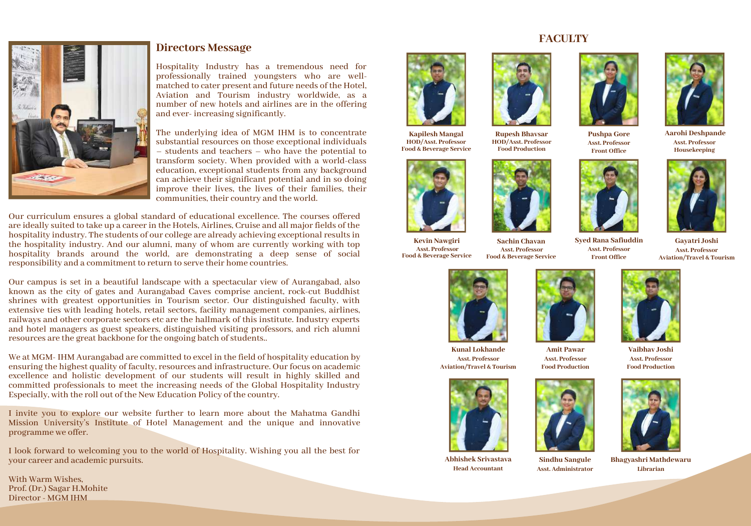## Directors Message

Hospitality Industry has a tremendous need for professionally trained youngsters who are well-matched to cater present and future needs of the Hotel, Aviation and Tourism industry worldwide, as a number of new hotels and airlines are in the offering and ever- increasing significantly.

The underlying idea of MGM IHM is to concentrate substantial resources on those exceptional individuals – students and teachers – who have the potential to transform society. When provided with a world-class education, exceptional students from any background can achieve their significant potential and in so doing improve their lives, the lives of their families, their communities, their country and the world.

Our curriculum ensures a global standard of educational excellence. The courses offered are ideally suited to take up a career in the Hotels, Airlines, Cruise and all major fields of the hospitality industry. The students of our college are already achieving exceptional results in the hospitality industry. And our alumni, many of whom are currently working with top hospitality brands around the world, are demonstrating a deep sense of social responsibility and a commitment to return to serve their home countries.

Our campus is set in a beautiful landscape with a spectacular view of Aurangabad, also known as the city of gates and Aurangabad Caves comprise ancient, rock-cut Buddhist shrines with greatest opportunities in Tourism sector. Our distinguished faculty, with extensive ties with leading hotels, retail sectors, facility management companies, airlines, railways and other corporate sectors etc are the hallmark of this institute. Industry experts and hotel managers as guest speakers, distinguished visiting professors, and rich alumni resources are the great backbone for the ongoing batch of students..

We at MGM- IHM Aurangabad are committed to excel in the field of hospitality education by ensuring the highest quality of faculty, resources and infrastructure. Our focus on academic excellence and holistic development of our students will result in highly skilled and committed professionals to meet the increasing needs of the Global Hospitality Industry Especially, with the roll out of the New Education Policy of the country.

I invite you to explore our website further to learn more about the Mahatma Gandhi Mission University's Institute of Hotel Management and the unique and innovative programme we offer.

I look forward to welcoming you to the world of Hospitality. Wishing you all the best for your career and academic pursuits.

With Warm Wishes,
Prof. (Dr.) Sagar H.Mohite
Director - MGM IHM

## FACULTY

**Kapilesh Mangal**
HOD/Asst. Professor
Food & Beverage Service

**Rupesh Bhavsar**
HOD/Asst. Professor
Food Production

**Pushpa Gore**
Asst. Professor
Front Office

**Aarohi Deshpande**
Asst. Professor
Housekeeping

**Kevin Nawgiri**
Asst. Professor
Food & Beverage Service

**Sachin Chavan**
Asst. Professor
Food & Beverage Service

**Syed Rana Safiuddin**
Asst. Professor
Front Office

**Gayatri Joshi**
Asst. Professor
Aviation/Travel & Tourism

**Kunal Lokhande**
Asst. Professor
Aviation/Travel & Tourism

**Amit Pawar**
Asst. Professor
Food Production

**Vaibhav Joshi**
Asst. Professor
Food Production

**Abhishek Srivastava**
Head Accountant

**Sindhu Sangule**
Asst. Administrator

**Bhagyashri Mathdewaru**
Librarian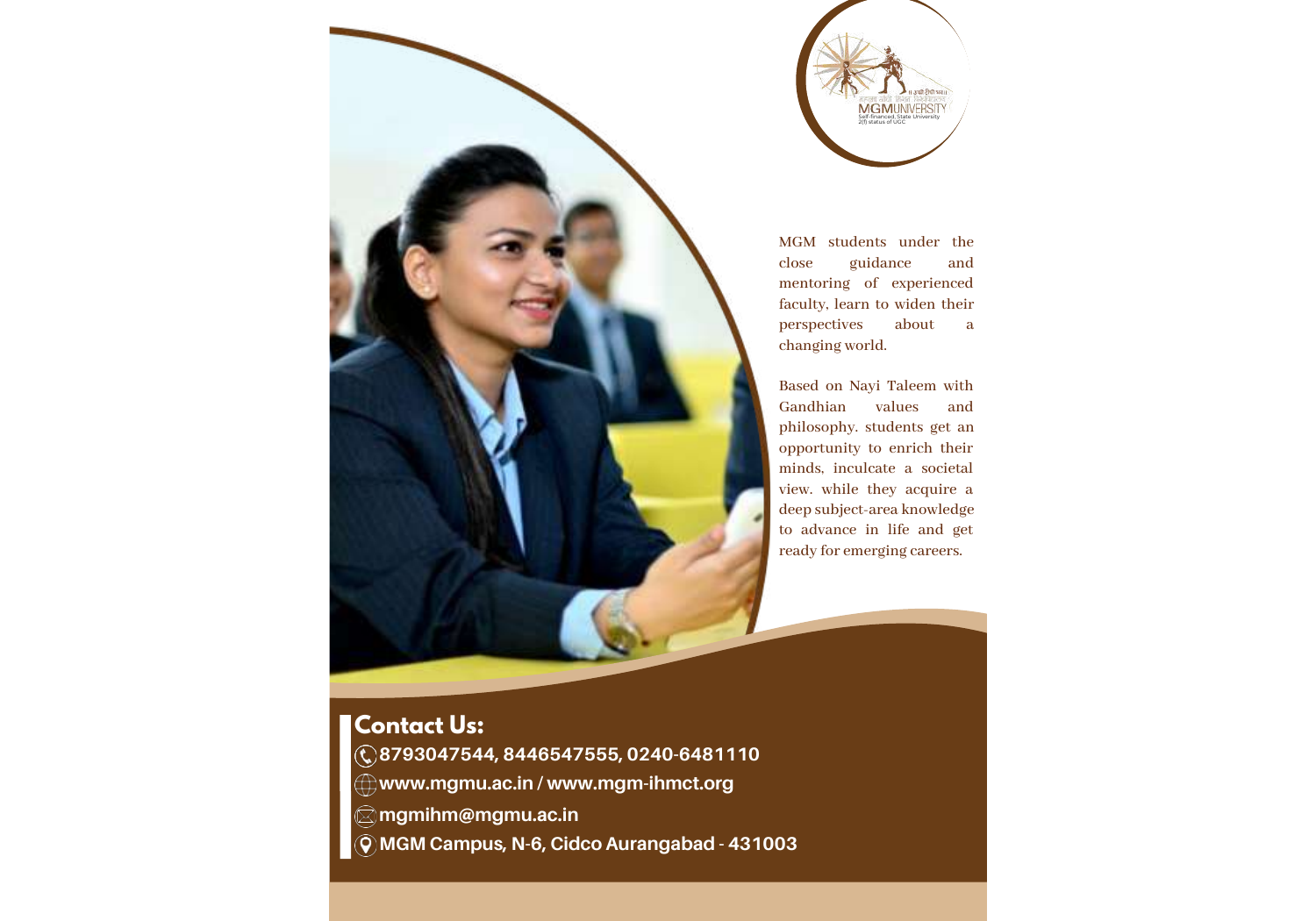MGM students under the close guidance and mentoring of experienced faculty, learn to widen their perspectives about a changing world.

Based on Nayi Taleem with Gandhian values and philosophy. students get an opportunity to enrich their minds, inculcate a societal view. while they acquire a deep subject-area knowledge to advance in life and get ready for emerging careers.

## Contact Us:

**8793047544, 8446547555, 0240-6481110**

**www.mgmu.ac.in / www.mgm-ihmct.org**

**mgmihm@mgmu.ac.in**

**MGM Campus, N-6, Cidco Aurangabad - 431003**